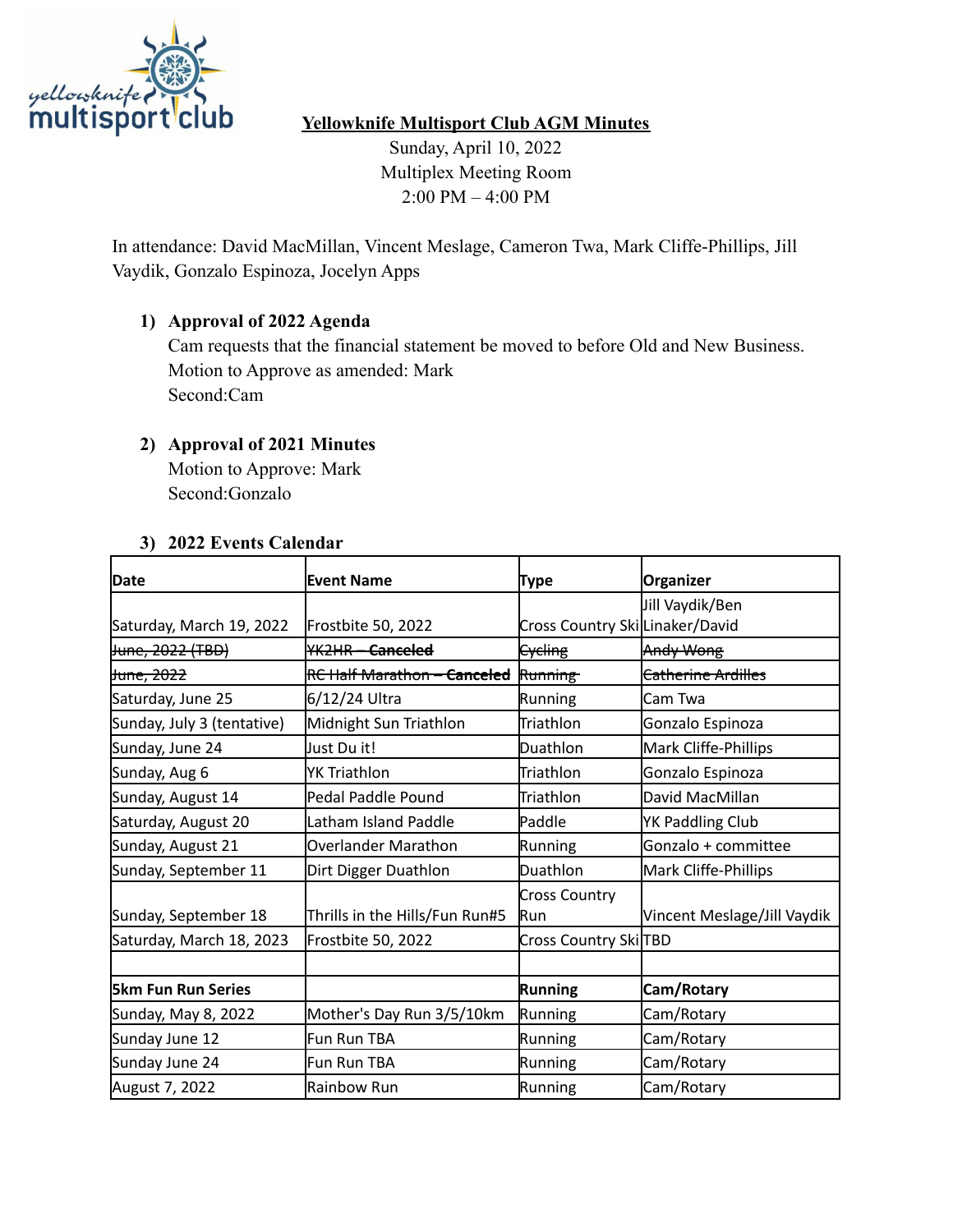# Yellowknife Multisport Club AGM Minutes

Sunday, April 10, 2022
Multiplex Meeting Room
2:00 PM – 4:00 PM

In attendance: David MacMillan, Vincent Meslage, Cameron Twa, Mark Cliffe-Phillips, Jill Vaydik, Gonzalo Espinoza, Jocelyn Apps

1) **Approval of 2022 Agenda**
   Cam requests that the financial statement be moved to before Old and New Business.
   Motion to Approve as amended: Mark
   Second:Cam

2) **Approval of 2021 Minutes**
   Motion to Approve: Mark
   Second:Gonzalo

3) **2022 Events Calendar**

| **Date** | **Event Name** | **Type** | **Organizer** |
|---|---|---|---|
| Saturday, March 19, 2022 | Frostbite 50, 2022 | Cross Country Ski | Jill Vaydik/Ben Linaker/David |
| ~~June, 2022 (TBD)~~ | ~~YK2HR – **Canceled**~~ | ~~Cycling~~ | ~~Andy Wong~~ |
| ~~June, 2022~~ | ~~RC Half Marathon – **Canceled**~~ | ~~Running~~ | ~~Catherine Ardilles~~ |
| Saturday, June 25 | 6/12/24 Ultra | Running | Cam Twa |
| Sunday, July 3 (tentative) | Midnight Sun Triathlon | Triathlon | Gonzalo Espinoza |
| Sunday, June 24 | Just Du it! | Duathlon | Mark Cliffe-Phillips |
| Sunday, Aug 6 | YK Triathlon | Triathlon | Gonzalo Espinoza |
| Sunday, August 14 | Pedal Paddle Pound | Triathlon | David MacMillan |
| Saturday, August 20 | Latham Island Paddle | Paddle | YK Paddling Club |
| Sunday, August 21 | Overlander Marathon | Running | Gonzalo + committee |
| Sunday, September 11 | Dirt Digger Duathlon | Duathlon | Mark Cliffe-Phillips |
| Sunday, September 18 | Thrills in the Hills/Fun Run#5 | Cross Country Run | Vincent Meslage/Jill Vaydik |
| Saturday, March 18, 2023 | Frostbite 50, 2022 | Cross Country Ski | TBD |
| | | | |
| **5km Fun Run Series** | | **Running** | **Cam/Rotary** |
| Sunday, May 8, 2022 | Mother's Day Run 3/5/10km | Running | Cam/Rotary |
| Sunday June 12 | Fun Run TBA | Running | Cam/Rotary |
| Sunday June 24 | Fun Run TBA | Running | Cam/Rotary |
| August 7, 2022 | Rainbow Run | Running | Cam/Rotary |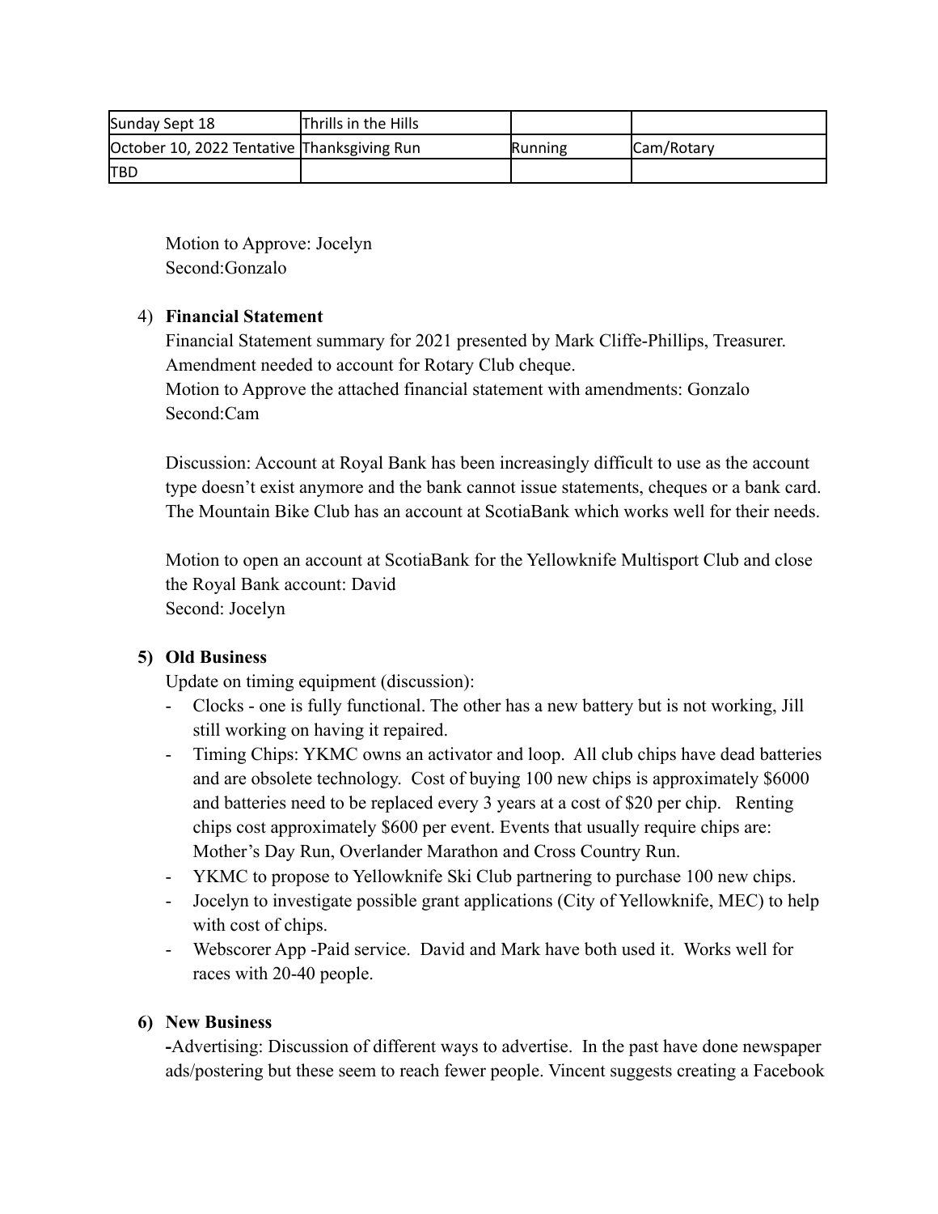| Sunday Sept 18 | Thrills in the Hills | | |
|---|---|---|---|
| October 10, 2022 Tentative | Thanksgiving Run | Running | Cam/Rotary |
| TBD | | | |

Motion to Approve: Jocelyn
Second:Gonzalo

4) **Financial Statement**
Financial Statement summary for 2021 presented by Mark Cliffe-Phillips, Treasurer. Amendment needed to account for Rotary Club cheque.
Motion to Approve the attached financial statement with amendments: Gonzalo
Second:Cam

Discussion: Account at Royal Bank has been increasingly difficult to use as the account type doesn't exist anymore and the bank cannot issue statements, cheques or a bank card. The Mountain Bike Club has an account at ScotiaBank which works well for their needs.

Motion to open an account at ScotiaBank for the Yellowknife Multisport Club and close the Royal Bank account: David
Second: Jocelyn

**5) Old Business**
Update on timing equipment (discussion):
- Clocks - one is fully functional. The other has a new battery but is not working, Jill still working on having it repaired.
- Timing Chips: YKMC owns an activator and loop. All club chips have dead batteries and are obsolete technology. Cost of buying 100 new chips is approximately $6000 and batteries need to be replaced every 3 years at a cost of $20 per chip. Renting chips cost approximately $600 per event. Events that usually require chips are: Mother's Day Run, Overlander Marathon and Cross Country Run.
- YKMC to propose to Yellowknife Ski Club partnering to purchase 100 new chips.
- Jocelyn to investigate possible grant applications (City of Yellowknife, MEC) to help with cost of chips.
- Webscorer App -Paid service. David and Mark have both used it. Works well for races with 20-40 people.

**6) New Business**
**-**Advertising: Discussion of different ways to advertise. In the past have done newspaper ads/postering but these seem to reach fewer people. Vincent suggests creating a Facebook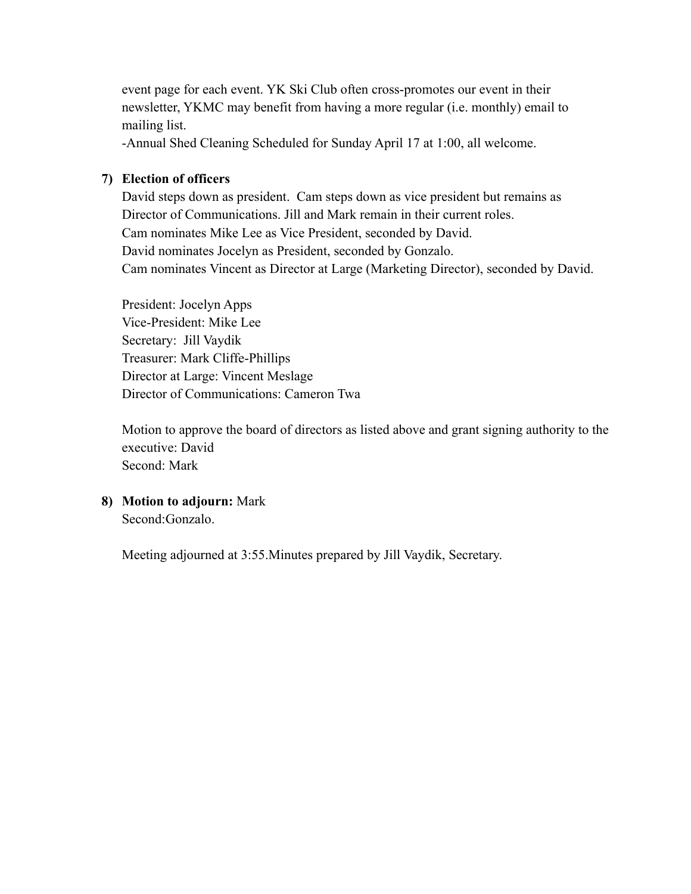event page for each event. YK Ski Club often cross-promotes our event in their newsletter, YKMC may benefit from having a more regular (i.e. monthly) email to mailing list.

-Annual Shed Cleaning Scheduled for Sunday April 17 at 1:00, all welcome.

7) **Election of officers**

David steps down as president. Cam steps down as vice president but remains as Director of Communications. Jill and Mark remain in their current roles.
Cam nominates Mike Lee as Vice President, seconded by David.
David nominates Jocelyn as President, seconded by Gonzalo.
Cam nominates Vincent as Director at Large (Marketing Director), seconded by David.

President: Jocelyn Apps
Vice-President: Mike Lee
Secretary: Jill Vaydik
Treasurer: Mark Cliffe-Phillips
Director at Large: Vincent Meslage
Director of Communications: Cameron Twa

Motion to approve the board of directors as listed above and grant signing authority to the executive: David
Second: Mark

8) **Motion to adjourn:** Mark
Second:Gonzalo.

Meeting adjourned at 3:55.Minutes prepared by Jill Vaydik, Secretary.